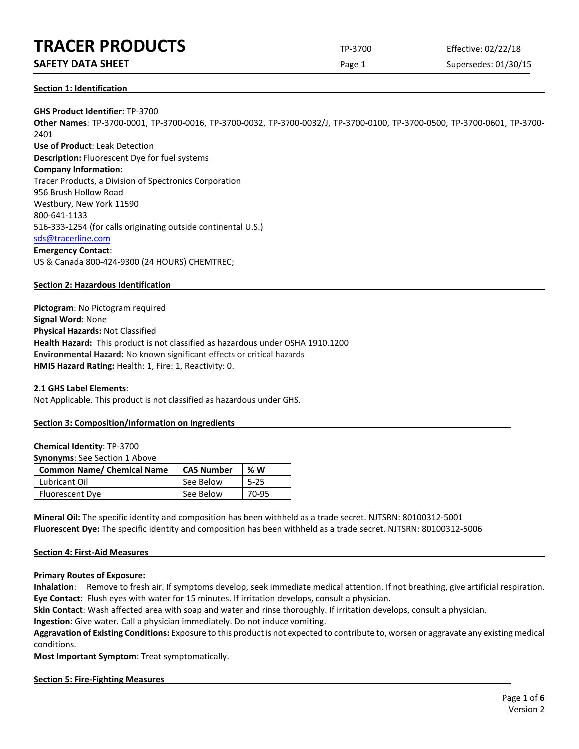# TRACER PRODUCTS

## SAFETY DATA SHEET

TP-3700 | Effective: 02/22/18 | Supersedes: 01/30/15

### Section 1: Identification

**GHS Product Identifier**: TP-3700
**Other Names**: TP-3700-0001, TP-3700-0016, TP-3700-0032, TP-3700-0032/J, TP-3700-0100, TP-3700-0500, TP-3700-0601, TP-3700-2401
**Use of Product**: Leak Detection
**Description:** Fluorescent Dye for fuel systems
**Company Information**:
Tracer Products, a Division of Spectronics Corporation
956 Brush Hollow Road
Westbury, New York 11590
800-641-1133
516-333-1254 (for calls originating outside continental U.S.)
sds@tracerline.com
**Emergency Contact**:
US & Canada 800-424-9300 (24 HOURS) CHEMTREC;

### Section 2: Hazardous Identification

**Pictogram**: No Pictogram required
**Signal Word**: None
**Physical Hazards:** Not Classified
**Health Hazard:** This product is not classified as hazardous under OSHA 1910.1200
**Environmental Hazard:** No known significant effects or critical hazards
**HMIS Hazard Rating:** Health: 1, Fire: 1, Reactivity: 0.

**2.1 GHS Label Elements**:
Not Applicable. This product is not classified as hazardous under GHS.

### Section 3: Composition/Information on Ingredients

**Chemical Identity**: TP-3700
**Synonyms**: See Section 1 Above

| Common Name/ Chemical Name | CAS Number | % W |
| --- | --- | --- |
| Lubricant Oil | See Below | 5-25 |
| Fluorescent Dye | See Below | 70-95 |

**Mineral Oil:** The specific identity and composition has been withheld as a trade secret. NJTSRN: 80100312-5001
**Fluorescent Dye:** The specific identity and composition has been withheld as a trade secret. NJTSRN: 80100312-5006

### Section 4: First-Aid Measures

**Primary Routes of Exposure:**
**Inhalation**: Remove to fresh air. If symptoms develop, seek immediate medical attention. If not breathing, give artificial respiration.
**Eye Contact**: Flush eyes with water for 15 minutes. If irritation develops, consult a physician.
**Skin Contact**: Wash affected area with soap and water and rinse thoroughly. If irritation develops, consult a physician.
**Ingestion**: Give water. Call a physician immediately. Do not induce vomiting.
**Aggravation of Existing Conditions:** Exposure to this product is not expected to contribute to, worsen or aggravate any existing medical conditions.
**Most Important Symptom**: Treat symptomatically.

### Section 5: Fire-Fighting Measures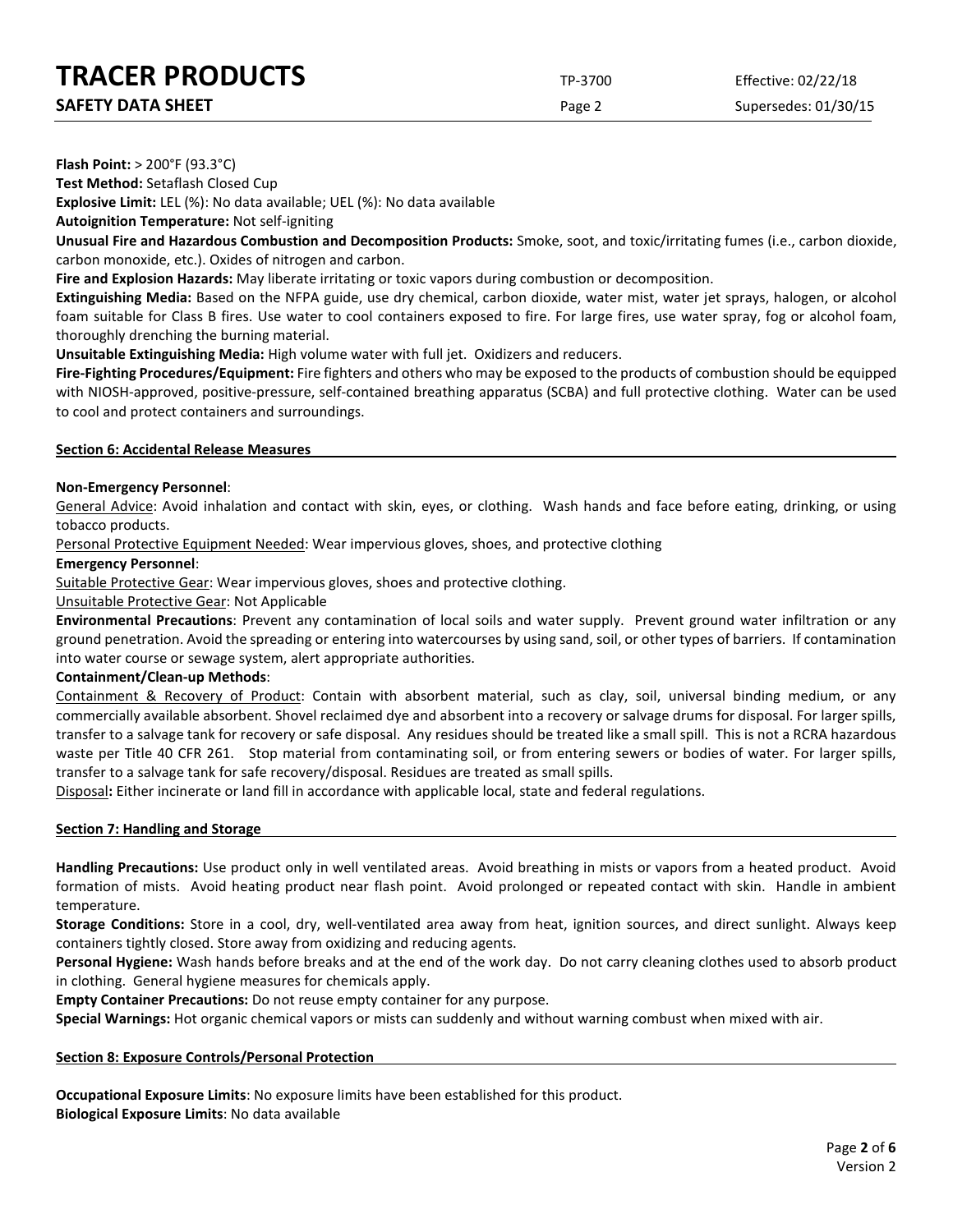**Flash Point:** > 200°F (93.3°C)

**Test Method:** Setaflash Closed Cup

**Explosive Limit:** LEL (%): No data available; UEL (%): No data available

**Autoignition Temperature:** Not self-igniting

**Unusual Fire and Hazardous Combustion and Decomposition Products:** Smoke, soot, and toxic/irritating fumes (i.e., carbon dioxide, carbon monoxide, etc.). Oxides of nitrogen and carbon.

**Fire and Explosion Hazards:** May liberate irritating or toxic vapors during combustion or decomposition.

**Extinguishing Media:** Based on the NFPA guide, use dry chemical, carbon dioxide, water mist, water jet sprays, halogen, or alcohol foam suitable for Class B fires. Use water to cool containers exposed to fire. For large fires, use water spray, fog or alcohol foam, thoroughly drenching the burning material.

**Unsuitable Extinguishing Media:** High volume water with full jet. Oxidizers and reducers.

**Fire-Fighting Procedures/Equipment:** Fire fighters and others who may be exposed to the products of combustion should be equipped with NIOSH-approved, positive-pressure, self-contained breathing apparatus (SCBA) and full protective clothing. Water can be used to cool and protect containers and surroundings.

## Section 6: Accidental Release Measures

**Non-Emergency Personnel**:

General Advice: Avoid inhalation and contact with skin, eyes, or clothing. Wash hands and face before eating, drinking, or using tobacco products.

Personal Protective Equipment Needed: Wear impervious gloves, shoes, and protective clothing

**Emergency Personnel**:

Suitable Protective Gear: Wear impervious gloves, shoes and protective clothing.

Unsuitable Protective Gear: Not Applicable

**Environmental Precautions**: Prevent any contamination of local soils and water supply. Prevent ground water infiltration or any ground penetration. Avoid the spreading or entering into watercourses by using sand, soil, or other types of barriers. If contamination into water course or sewage system, alert appropriate authorities.

**Containment/Clean-up Methods**:

Containment & Recovery of Product: Contain with absorbent material, such as clay, soil, universal binding medium, or any commercially available absorbent. Shovel reclaimed dye and absorbent into a recovery or salvage drums for disposal. For larger spills, transfer to a salvage tank for recovery or safe disposal. Any residues should be treated like a small spill. This is not a RCRA hazardous waste per Title 40 CFR 261. Stop material from contaminating soil, or from entering sewers or bodies of water. For larger spills, transfer to a salvage tank for safe recovery/disposal. Residues are treated as small spills.

Disposal**:** Either incinerate or land fill in accordance with applicable local, state and federal regulations.

## Section 7: Handling and Storage

**Handling Precautions:** Use product only in well ventilated areas. Avoid breathing in mists or vapors from a heated product. Avoid formation of mists. Avoid heating product near flash point. Avoid prolonged or repeated contact with skin. Handle in ambient temperature.

**Storage Conditions:** Store in a cool, dry, well-ventilated area away from heat, ignition sources, and direct sunlight. Always keep containers tightly closed. Store away from oxidizing and reducing agents.

**Personal Hygiene:** Wash hands before breaks and at the end of the work day. Do not carry cleaning clothes used to absorb product in clothing. General hygiene measures for chemicals apply.

**Empty Container Precautions:** Do not reuse empty container for any purpose.

**Special Warnings:** Hot organic chemical vapors or mists can suddenly and without warning combust when mixed with air.

## Section 8: Exposure Controls/Personal Protection

**Occupational Exposure Limits**: No exposure limits have been established for this product.

**Biological Exposure Limits**: No data available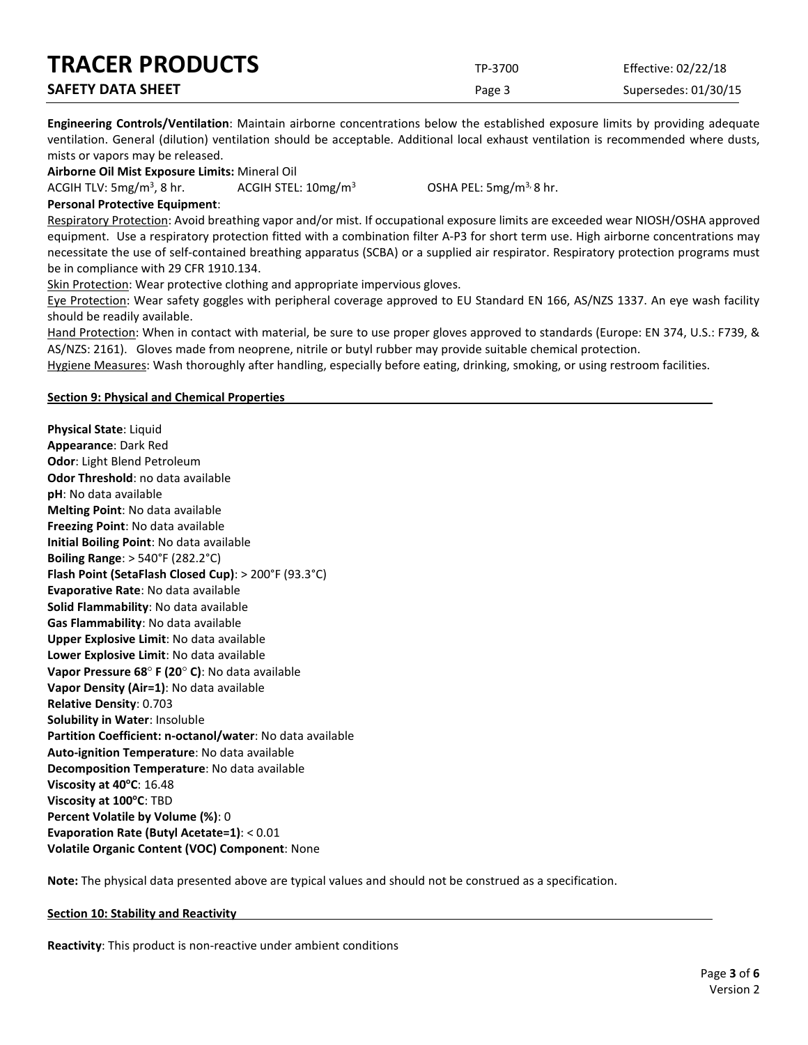**Engineering Controls/Ventilation**: Maintain airborne concentrations below the established exposure limits by providing adequate ventilation. General (dilution) ventilation should be acceptable. Additional local exhaust ventilation is recommended where dusts, mists or vapors may be released.

**Airborne Oil Mist Exposure Limits:** Mineral Oil

ACGIH TLV: 5mg/m$^3$, 8 hr. ACGIH STEL: 10mg/m$^3$ OSHA PEL: 5mg/m$^3$, 8 hr.

**Personal Protective Equipment**:

Respiratory Protection: Avoid breathing vapor and/or mist. If occupational exposure limits are exceeded wear NIOSH/OSHA approved equipment. Use a respiratory protection fitted with a combination filter A-P3 for short term use. High airborne concentrations may necessitate the use of self-contained breathing apparatus (SCBA) or a supplied air respirator. Respiratory protection programs must be in compliance with 29 CFR 1910.134.

Skin Protection: Wear protective clothing and appropriate impervious gloves.

Eye Protection: Wear safety goggles with peripheral coverage approved to EU Standard EN 166, AS/NZS 1337. An eye wash facility should be readily available.

Hand Protection: When in contact with material, be sure to use proper gloves approved to standards (Europe: EN 374, U.S.: F739, & AS/NZS: 2161). Gloves made from neoprene, nitrile or butyl rubber may provide suitable chemical protection.

Hygiene Measures: Wash thoroughly after handling, especially before eating, drinking, smoking, or using restroom facilities.

## Section 9: Physical and Chemical Properties

**Physical State**: Liquid
**Appearance**: Dark Red
**Odor**: Light Blend Petroleum
**Odor Threshold**: no data available
**pH**: No data available
**Melting Point**: No data available
**Freezing Point**: No data available
**Initial Boiling Point**: No data available
**Boiling Range**: > 540°F (282.2°C)
**Flash Point (SetaFlash Closed Cup)**: > 200°F (93.3°C)
**Evaporative Rate**: No data available
**Solid Flammability**: No data available
**Gas Flammability**: No data available
**Upper Explosive Limit**: No data available
**Lower Explosive Limit**: No data available
**Vapor Pressure 68° F (20° C)**: No data available
**Vapor Density (Air=1)**: No data available
**Relative Density**: 0.703
**Solubility in Water**: Insoluble
**Partition Coefficient: n-octanol/water**: No data available
**Auto-ignition Temperature**: No data available
**Decomposition Temperature**: No data available
**Viscosity at 40°C**: 16.48
**Viscosity at 100°C**: TBD
**Percent Volatile by Volume (%)**: 0
**Evaporation Rate (Butyl Acetate=1)**: < 0.01
**Volatile Organic Content (VOC) Component**: None

**Note:** The physical data presented above are typical values and should not be construed as a specification.

## Section 10: Stability and Reactivity

**Reactivity**: This product is non-reactive under ambient conditions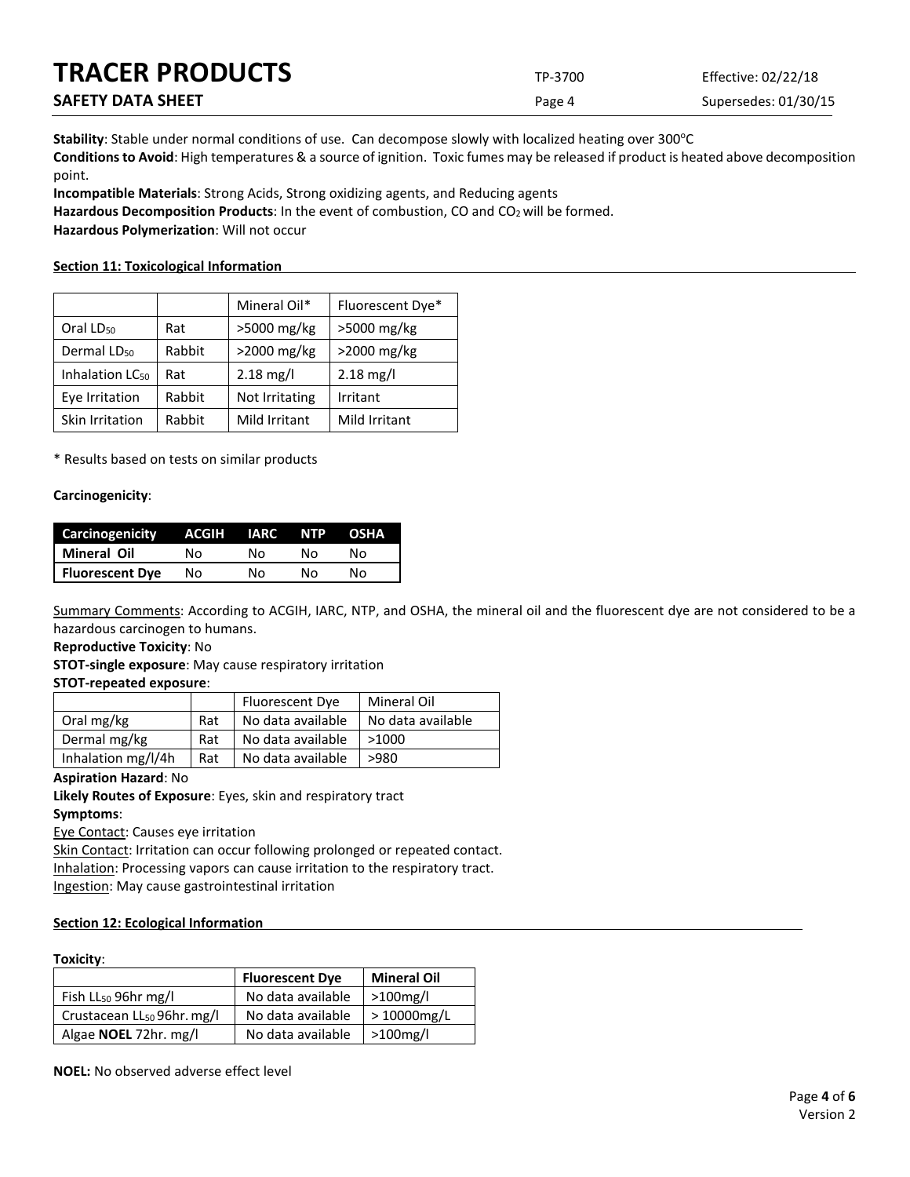**Stability**: Stable under normal conditions of use. Can decompose slowly with localized heating over 300°C

**Conditions to Avoid**: High temperatures & a source of ignition. Toxic fumes may be released if product is heated above decomposition point.

**Incompatible Materials**: Strong Acids, Strong oxidizing agents, and Reducing agents

**Hazardous Decomposition Products**: In the event of combustion, CO and $CO_2$ will be formed.

**Hazardous Polymerization**: Will not occur

## Section 11: Toxicological Information

| | | Mineral Oil* | Fluorescent Dye* |
|---|---|---|---|
| Oral $LD_{50}$ | Rat | >5000 mg/kg | >5000 mg/kg |
| Dermal $LD_{50}$ | Rabbit | >2000 mg/kg | >2000 mg/kg |
| Inhalation $LC_{50}$ | Rat | 2.18 mg/l | 2.18 mg/l |
| Eye Irritation | Rabbit | Not Irritating | Irritant |
| Skin Irritation | Rabbit | Mild Irritant | Mild Irritant |

\* Results based on tests on similar products

**Carcinogenicity**:

| Carcinogenicity | ACGIH | IARC | NTP | OSHA |
|---|---|---|---|---|
| **Mineral Oil** | No | No | No | No |
| **Fluorescent Dye** | No | No | No | No |

Summary Comments: According to ACGIH, IARC, NTP, and OSHA, the mineral oil and the fluorescent dye are not considered to be a hazardous carcinogen to humans.

**Reproductive Toxicity**: No

**STOT-single exposure**: May cause respiratory irritation

**STOT-repeated exposure**:

| | | Fluorescent Dye | Mineral Oil |
|---|---|---|---|
| Oral mg/kg | Rat | No data available | No data available |
| Dermal mg/kg | Rat | No data available | >1000 |
| Inhalation mg/l/4h | Rat | No data available | >980 |

**Aspiration Hazard**: No

**Likely Routes of Exposure**: Eyes, skin and respiratory tract

**Symptoms**:

Eye Contact: Causes eye irritation

Skin Contact: Irritation can occur following prolonged or repeated contact.

Inhalation: Processing vapors can cause irritation to the respiratory tract.

Ingestion: May cause gastrointestinal irritation

## Section 12: Ecological Information

**Toxicity**:

| | **Fluorescent Dye** | **Mineral Oil** |
|---|---|---|
| Fish $LL_{50}$ 96hr mg/l | No data available | >100mg/l |
| Crustacean $LL_{50}$ 96hr. mg/l | No data available | > 10000mg/L |
| Algae **NOEL** 72hr. mg/l | No data available | >100mg/l |

**NOEL:** No observed adverse effect level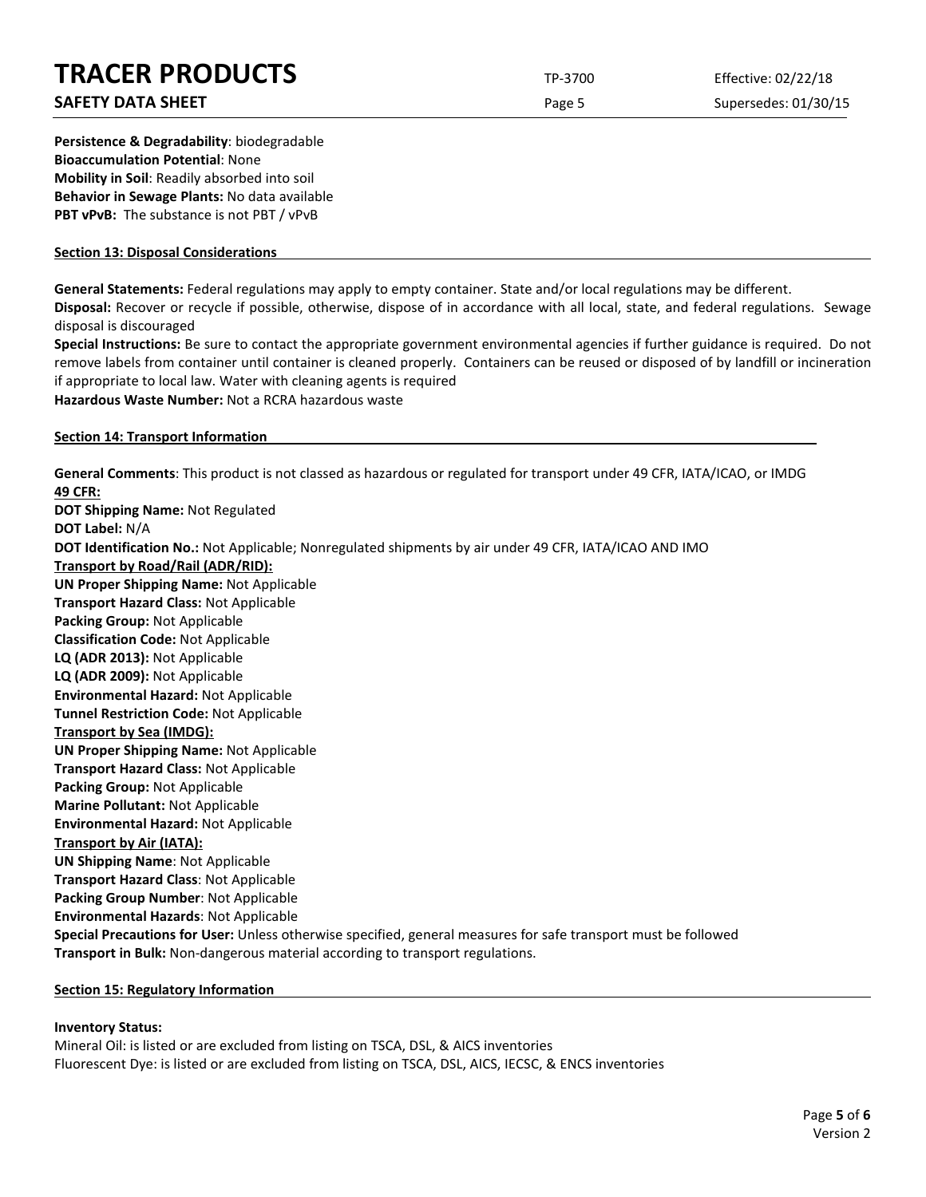**Persistence & Degradability**: biodegradable
**Bioaccumulation Potential**: None
**Mobility in Soil**: Readily absorbed into soil
**Behavior in Sewage Plants:** No data available
**PBT vPvB:** The substance is not PBT / vPvB

## Section 13: Disposal Considerations

**General Statements:** Federal regulations may apply to empty container. State and/or local regulations may be different.
**Disposal:** Recover or recycle if possible, otherwise, dispose of in accordance with all local, state, and federal regulations. Sewage disposal is discouraged
**Special Instructions:** Be sure to contact the appropriate government environmental agencies if further guidance is required. Do not remove labels from container until container is cleaned properly. Containers can be reused or disposed of by landfill or incineration if appropriate to local law. Water with cleaning agents is required
**Hazardous Waste Number:** Not a RCRA hazardous waste

## Section 14: Transport Information

**General Comments**: This product is not classed as hazardous or regulated for transport under 49 CFR, IATA/ICAO, or IMDG
**49 CFR:**
**DOT Shipping Name:** Not Regulated
**DOT Label:** N/A
**DOT Identification No.:** Not Applicable; Nonregulated shipments by air under 49 CFR, IATA/ICAO AND IMO
**Transport by Road/Rail (ADR/RID):**
**UN Proper Shipping Name:** Not Applicable
**Transport Hazard Class:** Not Applicable
**Packing Group:** Not Applicable
**Classification Code:** Not Applicable
**LQ (ADR 2013):** Not Applicable
**LQ (ADR 2009):** Not Applicable
**Environmental Hazard:** Not Applicable
**Tunnel Restriction Code:** Not Applicable
**Transport by Sea (IMDG):**
**UN Proper Shipping Name:** Not Applicable
**Transport Hazard Class:** Not Applicable
**Packing Group:** Not Applicable
**Marine Pollutant:** Not Applicable
**Environmental Hazard:** Not Applicable
**Transport by Air (IATA):**
**UN Shipping Name**: Not Applicable
**Transport Hazard Class**: Not Applicable
**Packing Group Number**: Not Applicable
**Environmental Hazards**: Not Applicable
**Special Precautions for User:** Unless otherwise specified, general measures for safe transport must be followed
**Transport in Bulk:** Non-dangerous material according to transport regulations.

## Section 15: Regulatory Information

**Inventory Status:**
Mineral Oil: is listed or are excluded from listing on TSCA, DSL, & AICS inventories
Fluorescent Dye: is listed or are excluded from listing on TSCA, DSL, AICS, IECSC, & ENCS inventories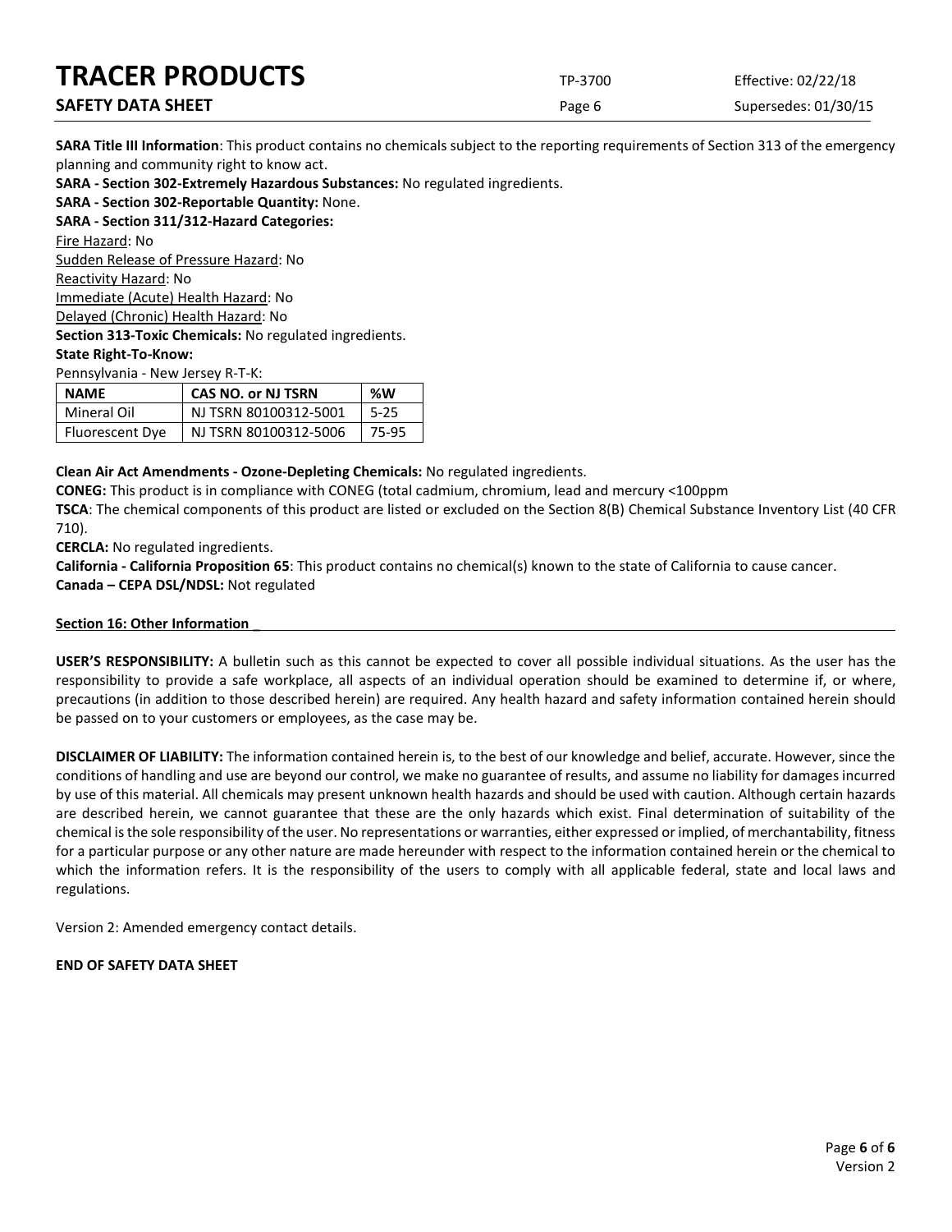**SARA Title III Information**: This product contains no chemicals subject to the reporting requirements of Section 313 of the emergency planning and community right to know act.

**SARA - Section 302-Extremely Hazardous Substances:** No regulated ingredients.

**SARA - Section 302-Reportable Quantity:** None.

**SARA - Section 311/312-Hazard Categories:**

Fire Hazard: No

Sudden Release of Pressure Hazard: No

Reactivity Hazard: No

Immediate (Acute) Health Hazard: No

Delayed (Chronic) Health Hazard: No

**Section 313-Toxic Chemicals:** No regulated ingredients.

**State Right-To-Know:**

Pennsylvania - New Jersey R-T-K:

| NAME | CAS NO. or NJ TSRN | %W |
|---|---|---|
| Mineral Oil | NJ TSRN 80100312-5001 | 5-25 |
| Fluorescent Dye | NJ TSRN 80100312-5006 | 75-95 |

**Clean Air Act Amendments - Ozone-Depleting Chemicals:** No regulated ingredients.

**CONEG:** This product is in compliance with CONEG (total cadmium, chromium, lead and mercury <100ppm

**TSCA**: The chemical components of this product are listed or excluded on the Section 8(B) Chemical Substance Inventory List (40 CFR 710).

**CERCLA:** No regulated ingredients.

**California - California Proposition 65**: This product contains no chemical(s) known to the state of California to cause cancer.

**Canada – CEPA DSL/NDSL:** Not regulated

## Section 16: Other Information

**USER'S RESPONSIBILITY:** A bulletin such as this cannot be expected to cover all possible individual situations. As the user has the responsibility to provide a safe workplace, all aspects of an individual operation should be examined to determine if, or where, precautions (in addition to those described herein) are required. Any health hazard and safety information contained herein should be passed on to your customers or employees, as the case may be.

**DISCLAIMER OF LIABILITY:** The information contained herein is, to the best of our knowledge and belief, accurate. However, since the conditions of handling and use are beyond our control, we make no guarantee of results, and assume no liability for damages incurred by use of this material. All chemicals may present unknown health hazards and should be used with caution. Although certain hazards are described herein, we cannot guarantee that these are the only hazards which exist. Final determination of suitability of the chemical is the sole responsibility of the user. No representations or warranties, either expressed or implied, of merchantability, fitness for a particular purpose or any other nature are made hereunder with respect to the information contained herein or the chemical to which the information refers. It is the responsibility of the users to comply with all applicable federal, state and local laws and regulations.

Version 2: Amended emergency contact details.

**END OF SAFETY DATA SHEET**